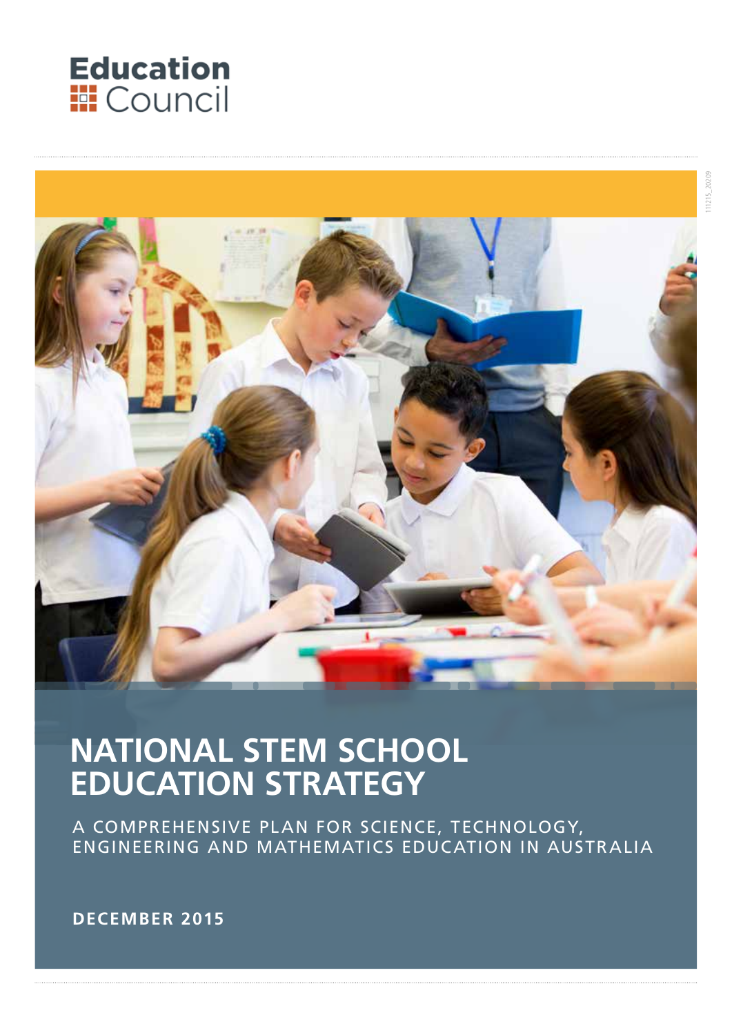Education Council

# NATIONAL STEM SCHOOL EDUCATION STRATEGY

A COMPREHENSIVE PLAN FOR SCIENCE, TECHNOLOGY, ENGINEERING AND MATHEMATICS EDUCATION IN AUSTRALIA

**DECEMBER 2015**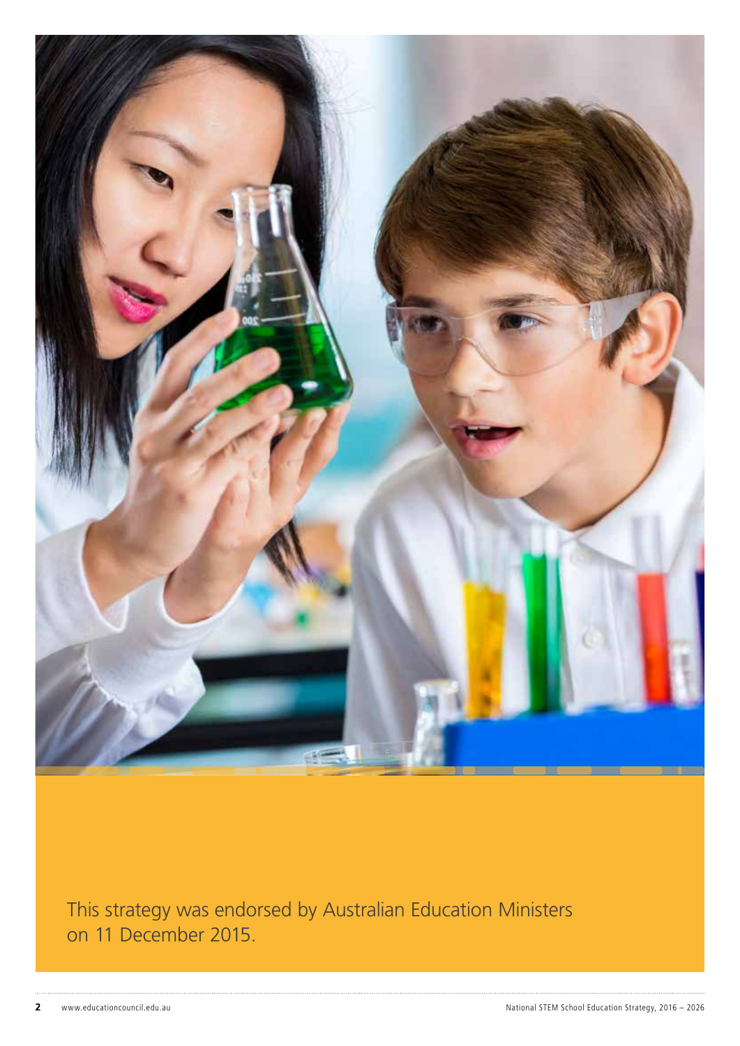This strategy was endorsed by Australian Education Ministers on 11 December 2015.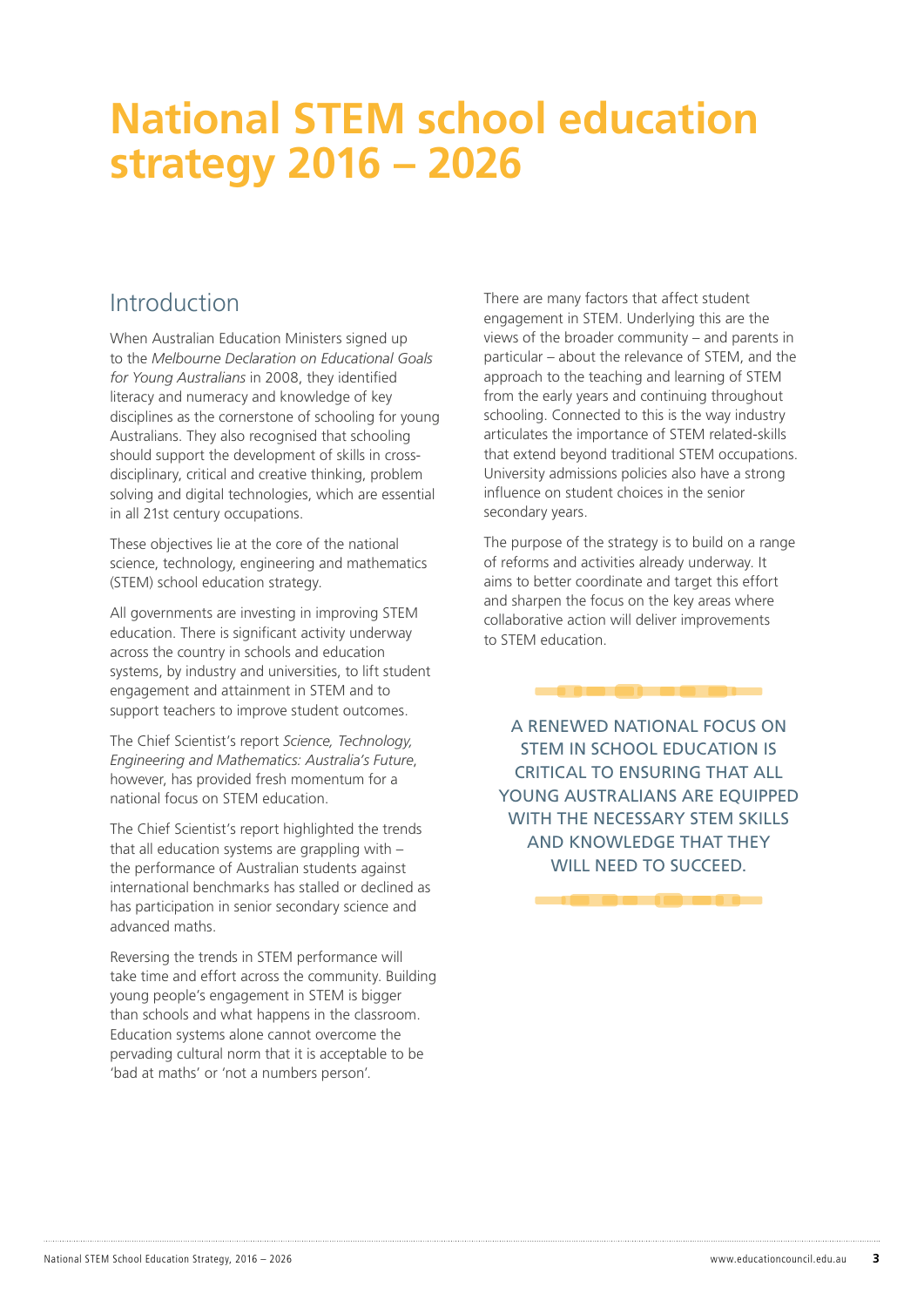# National STEM school education strategy 2016 – 2026

## Introduction

When Australian Education Ministers signed up to the *Melbourne Declaration on Educational Goals for Young Australians* in 2008, they identified literacy and numeracy and knowledge of key disciplines as the cornerstone of schooling for young Australians. They also recognised that schooling should support the development of skills in cross-disciplinary, critical and creative thinking, problem solving and digital technologies, which are essential in all 21st century occupations.

These objectives lie at the core of the national science, technology, engineering and mathematics (STEM) school education strategy.

All governments are investing in improving STEM education. There is significant activity underway across the country in schools and education systems, by industry and universities, to lift student engagement and attainment in STEM and to support teachers to improve student outcomes.

The Chief Scientist's report *Science, Technology, Engineering and Mathematics: Australia's Future*, however, has provided fresh momentum for a national focus on STEM education.

The Chief Scientist's report highlighted the trends that all education systems are grappling with – the performance of Australian students against international benchmarks has stalled or declined as has participation in senior secondary science and advanced maths.

Reversing the trends in STEM performance will take time and effort across the community. Building young people's engagement in STEM is bigger than schools and what happens in the classroom. Education systems alone cannot overcome the pervading cultural norm that it is acceptable to be 'bad at maths' or 'not a numbers person'.

There are many factors that affect student engagement in STEM. Underlying this are the views of the broader community – and parents in particular – about the relevance of STEM, and the approach to the teaching and learning of STEM from the early years and continuing throughout schooling. Connected to this is the way industry articulates the importance of STEM related-skills that extend beyond traditional STEM occupations. University admissions policies also have a strong influence on student choices in the senior secondary years.

The purpose of the strategy is to build on a range of reforms and activities already underway. It aims to better coordinate and target this effort and sharpen the focus on the key areas where collaborative action will deliver improvements to STEM education.

A RENEWED NATIONAL FOCUS ON STEM IN SCHOOL EDUCATION IS CRITICAL TO ENSURING THAT ALL YOUNG AUSTRALIANS ARE EQUIPPED WITH THE NECESSARY STEM SKILLS AND KNOWLEDGE THAT THEY WILL NEED TO SUCCEED.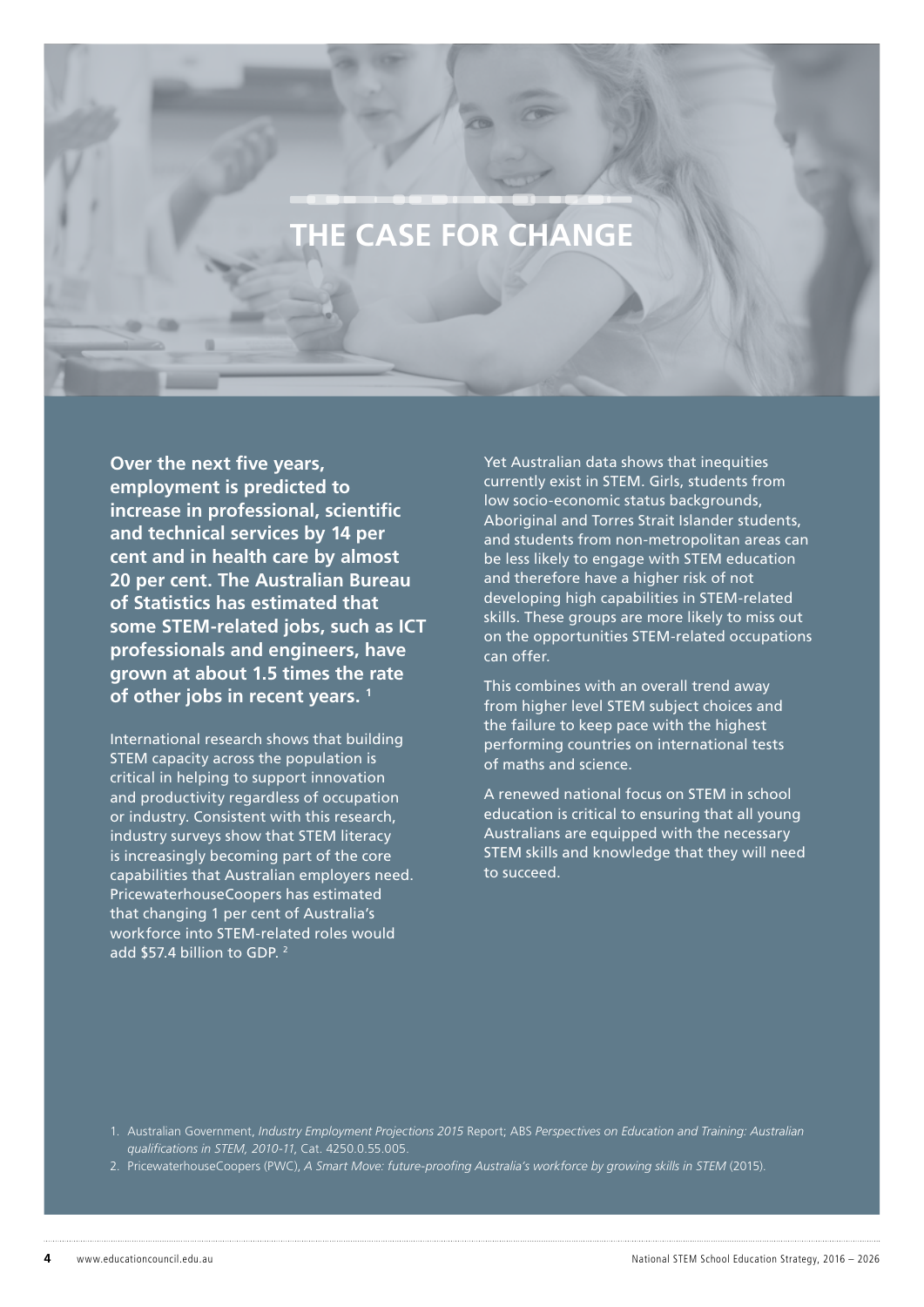# THE CASE FOR CHANGE

**Over the next five years, employment is predicted to increase in professional, scientific and technical services by 14 per cent and in health care by almost 20 per cent. The Australian Bureau of Statistics has estimated that some STEM-related jobs, such as ICT professionals and engineers, have grown at about 1.5 times the rate of other jobs in recent years.** [1]

International research shows that building STEM capacity across the population is critical in helping to support innovation and productivity regardless of occupation or industry. Consistent with this research, industry surveys show that STEM literacy is increasingly becoming part of the core capabilities that Australian employers need. PricewaterhouseCoopers has estimated that changing 1 per cent of Australia's workforce into STEM-related roles would add $57.4 billion to GDP. [2]

Yet Australian data shows that inequities currently exist in STEM. Girls, students from low socio-economic status backgrounds, Aboriginal and Torres Strait Islander students, and students from non-metropolitan areas can be less likely to engage with STEM education and therefore have a higher risk of not developing high capabilities in STEM-related skills. These groups are more likely to miss out on the opportunities STEM-related occupations can offer.

This combines with an overall trend away from higher level STEM subject choices and the failure to keep pace with the highest performing countries on international tests of maths and science.

A renewed national focus on STEM in school education is critical to ensuring that all young Australians are equipped with the necessary STEM skills and knowledge that they will need to succeed.

1. Australian Government, *Industry Employment Projections 2015* Report; ABS *Perspectives on Education and Training: Australian qualifications in STEM, 2010-11*, Cat. 4250.0.55.005.
2. PricewaterhouseCoopers (PWC), *A Smart Move: future-proofing Australia's workforce by growing skills in STEM* (2015).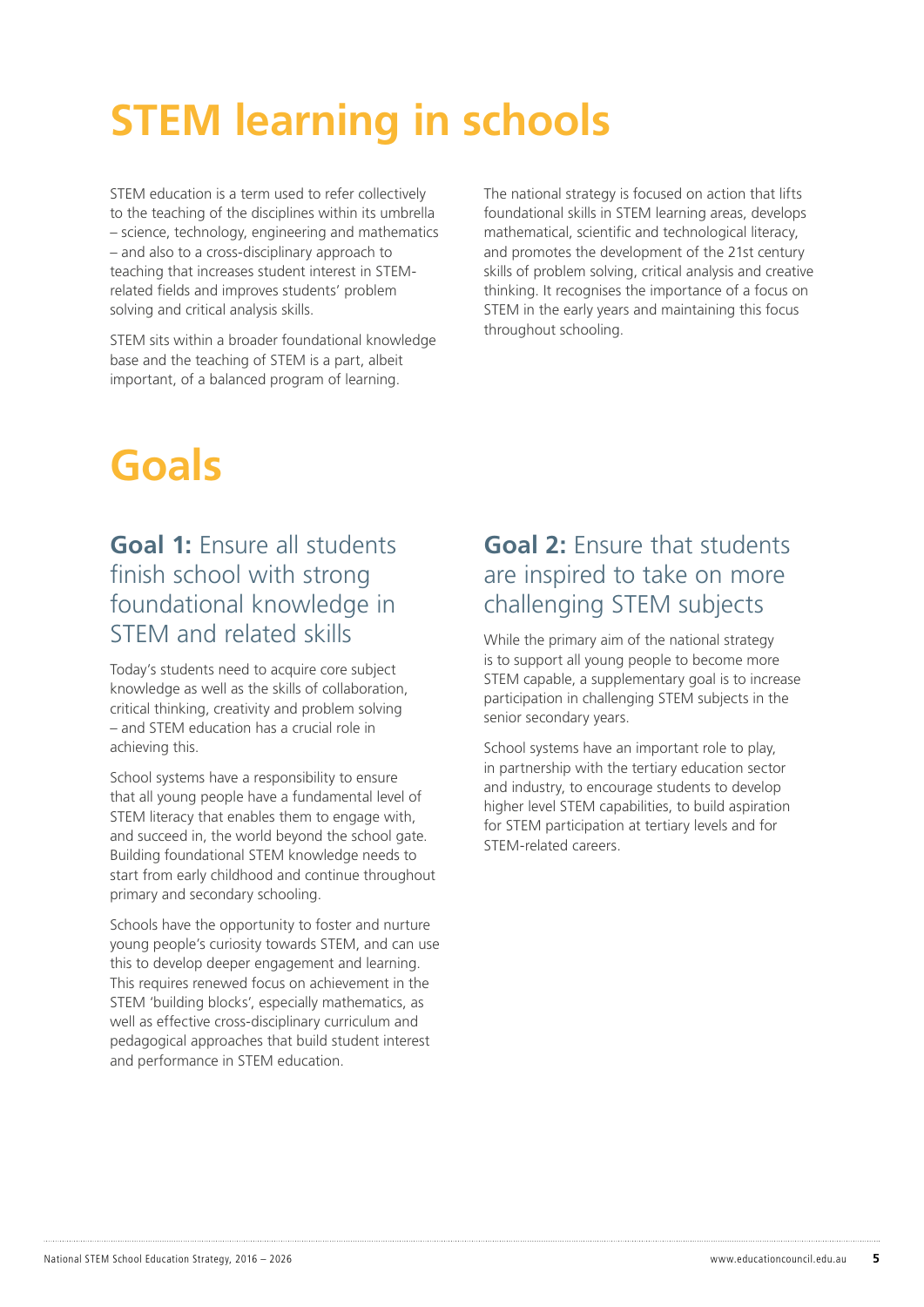# STEM learning in schools

STEM education is a term used to refer collectively to the teaching of the disciplines within its umbrella – science, technology, engineering and mathematics – and also to a cross-disciplinary approach to teaching that increases student interest in STEM-related fields and improves students' problem solving and critical analysis skills.

STEM sits within a broader foundational knowledge base and the teaching of STEM is a part, albeit important, of a balanced program of learning.

The national strategy is focused on action that lifts foundational skills in STEM learning areas, develops mathematical, scientific and technological literacy, and promotes the development of the 21st century skills of problem solving, critical analysis and creative thinking. It recognises the importance of a focus on STEM in the early years and maintaining this focus throughout schooling.

# Goals

## **Goal 1:** Ensure all students finish school with strong foundational knowledge in STEM and related skills

Today's students need to acquire core subject knowledge as well as the skills of collaboration, critical thinking, creativity and problem solving – and STEM education has a crucial role in achieving this.

School systems have a responsibility to ensure that all young people have a fundamental level of STEM literacy that enables them to engage with, and succeed in, the world beyond the school gate. Building foundational STEM knowledge needs to start from early childhood and continue throughout primary and secondary schooling.

Schools have the opportunity to foster and nurture young people's curiosity towards STEM, and can use this to develop deeper engagement and learning. This requires renewed focus on achievement in the STEM 'building blocks', especially mathematics, as well as effective cross-disciplinary curriculum and pedagogical approaches that build student interest and performance in STEM education.

## **Goal 2:** Ensure that students are inspired to take on more challenging STEM subjects

While the primary aim of the national strategy is to support all young people to become more STEM capable, a supplementary goal is to increase participation in challenging STEM subjects in the senior secondary years.

School systems have an important role to play, in partnership with the tertiary education sector and industry, to encourage students to develop higher level STEM capabilities, to build aspiration for STEM participation at tertiary levels and for STEM-related careers.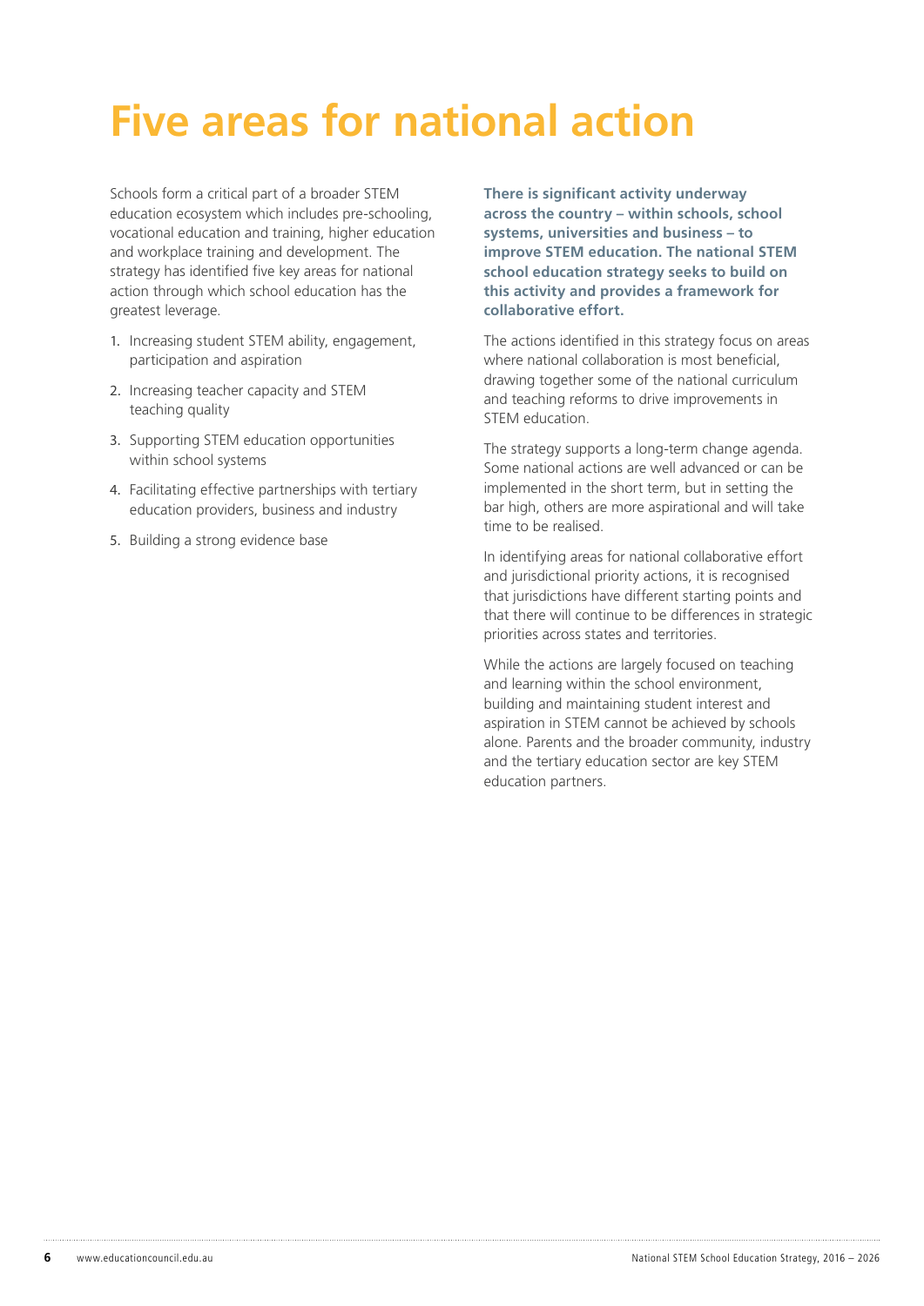# Five areas for national action

Schools form a critical part of a broader STEM education ecosystem which includes pre-schooling, vocational education and training, higher education and workplace training and development. The strategy has identified five key areas for national action through which school education has the greatest leverage.

1. Increasing student STEM ability, engagement, participation and aspiration
2. Increasing teacher capacity and STEM teaching quality
3. Supporting STEM education opportunities within school systems
4. Facilitating effective partnerships with tertiary education providers, business and industry
5. Building a strong evidence base

**There is significant activity underway across the country – within schools, school systems, universities and business – to improve STEM education. The national STEM school education strategy seeks to build on this activity and provides a framework for collaborative effort.**

The actions identified in this strategy focus on areas where national collaboration is most beneficial, drawing together some of the national curriculum and teaching reforms to drive improvements in STEM education.

The strategy supports a long-term change agenda. Some national actions are well advanced or can be implemented in the short term, but in setting the bar high, others are more aspirational and will take time to be realised.

In identifying areas for national collaborative effort and jurisdictional priority actions, it is recognised that jurisdictions have different starting points and that there will continue to be differences in strategic priorities across states and territories.

While the actions are largely focused on teaching and learning within the school environment, building and maintaining student interest and aspiration in STEM cannot be achieved by schools alone. Parents and the broader community, industry and the tertiary education sector are key STEM education partners.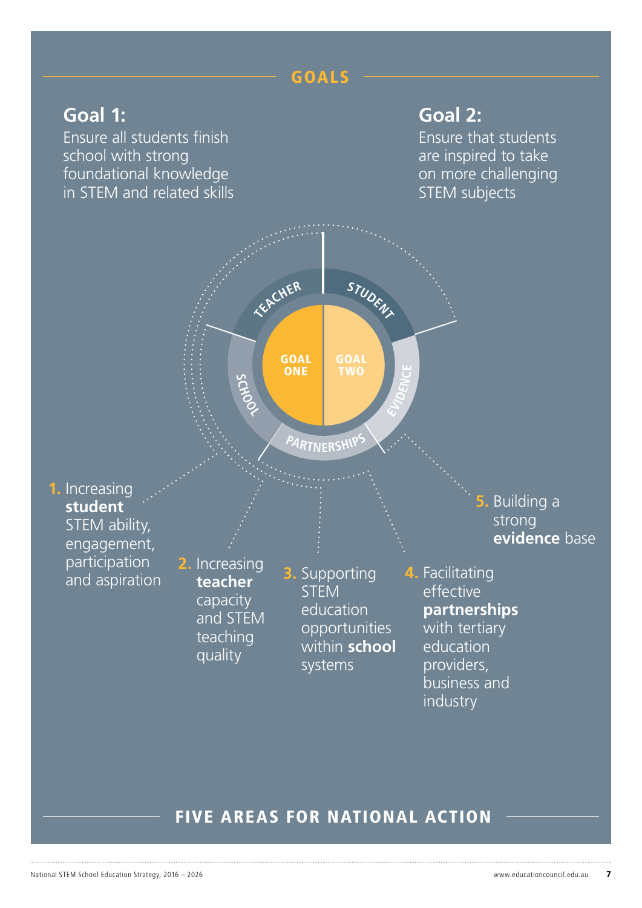## GOALS

**Goal 1:**
Ensure all students finish school with strong foundational knowledge in STEM and related skills

**Goal 2:**
Ensure that students are inspired to take on more challenging STEM subjects

TEACHER — STUDENT — EVIDENCE — PARTNERSHIPS — SCHOOL

GOAL ONE | GOAL TWO

1. Increasing **student** STEM ability, engagement, participation and aspiration
2. Increasing **teacher** capacity and STEM teaching quality
3. Supporting STEM education opportunities within **school** systems
4. Facilitating effective **partnerships** with tertiary education providers, business and industry
5. Building a strong **evidence** base

## FIVE AREAS FOR NATIONAL ACTION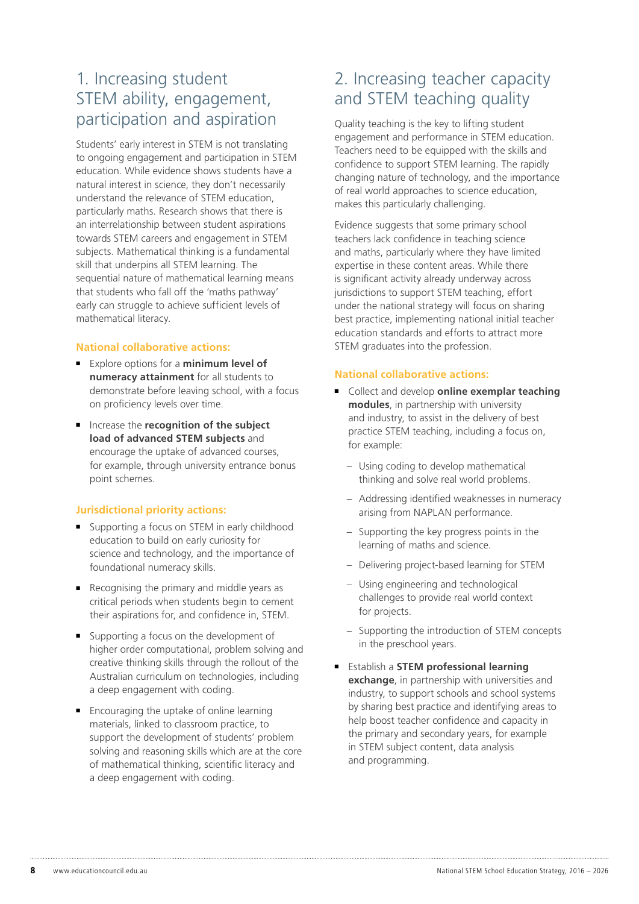## 1. Increasing student STEM ability, engagement, participation and aspiration

Students' early interest in STEM is not translating to ongoing engagement and participation in STEM education. While evidence shows students have a natural interest in science, they don't necessarily understand the relevance of STEM education, particularly maths. Research shows that there is an interrelationship between student aspirations towards STEM careers and engagement in STEM subjects. Mathematical thinking is a fundamental skill that underpins all STEM learning. The sequential nature of mathematical learning means that students who fall off the 'maths pathway' early can struggle to achieve sufficient levels of mathematical literacy.

### National collaborative actions:

- Explore options for a **minimum level of numeracy attainment** for all students to demonstrate before leaving school, with a focus on proficiency levels over time.
- Increase the **recognition of the subject load of advanced STEM subjects** and encourage the uptake of advanced courses, for example, through university entrance bonus point schemes.

### Jurisdictional priority actions:

- Supporting a focus on STEM in early childhood education to build on early curiosity for science and technology, and the importance of foundational numeracy skills.
- Recognising the primary and middle years as critical periods when students begin to cement their aspirations for, and confidence in, STEM.
- Supporting a focus on the development of higher order computational, problem solving and creative thinking skills through the rollout of the Australian curriculum on technologies, including a deep engagement with coding.
- Encouraging the uptake of online learning materials, linked to classroom practice, to support the development of students' problem solving and reasoning skills which are at the core of mathematical thinking, scientific literacy and a deep engagement with coding.

## 2. Increasing teacher capacity and STEM teaching quality

Quality teaching is the key to lifting student engagement and performance in STEM education. Teachers need to be equipped with the skills and confidence to support STEM learning. The rapidly changing nature of technology, and the importance of real world approaches to science education, makes this particularly challenging.

Evidence suggests that some primary school teachers lack confidence in teaching science and maths, particularly where they have limited expertise in these content areas. While there is significant activity already underway across jurisdictions to support STEM teaching, effort under the national strategy will focus on sharing best practice, implementing national initial teacher education standards and efforts to attract more STEM graduates into the profession.

### National collaborative actions:

- Collect and develop **online exemplar teaching modules**, in partnership with university and industry, to assist in the delivery of best practice STEM teaching, including a focus on, for example:
  - Using coding to develop mathematical thinking and solve real world problems.
  - Addressing identified weaknesses in numeracy arising from NAPLAN performance.
  - Supporting the key progress points in the learning of maths and science.
  - Delivering project-based learning for STEM
  - Using engineering and technological challenges to provide real world context for projects.
  - Supporting the introduction of STEM concepts in the preschool years.
- Establish a **STEM professional learning exchange**, in partnership with universities and industry, to support schools and school systems by sharing best practice and identifying areas to help boost teacher confidence and capacity in the primary and secondary years, for example in STEM subject content, data analysis and programming.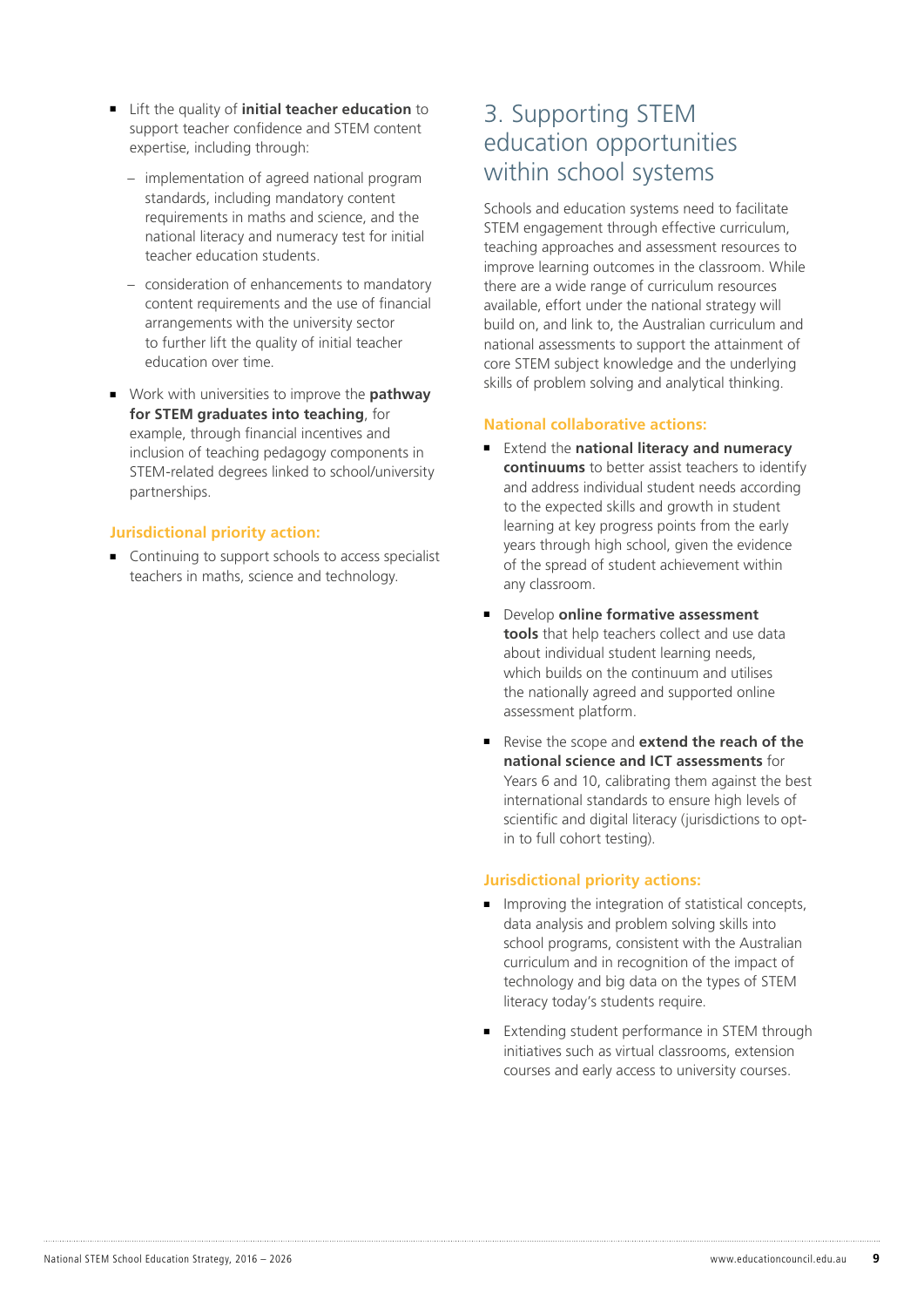- Lift the quality of **initial teacher education** to support teacher confidence and STEM content expertise, including through:
  - implementation of agreed national program standards, including mandatory content requirements in maths and science, and the national literacy and numeracy test for initial teacher education students.
  - consideration of enhancements to mandatory content requirements and the use of financial arrangements with the university sector to further lift the quality of initial teacher education over time.
- Work with universities to improve the **pathway for STEM graduates into teaching**, for example, through financial incentives and inclusion of teaching pedagogy components in STEM-related degrees linked to school/university partnerships.

### Jurisdictional priority action:

- Continuing to support schools to access specialist teachers in maths, science and technology.

## 3. Supporting STEM education opportunities within school systems

Schools and education systems need to facilitate STEM engagement through effective curriculum, teaching approaches and assessment resources to improve learning outcomes in the classroom. While there are a wide range of curriculum resources available, effort under the national strategy will build on, and link to, the Australian curriculum and national assessments to support the attainment of core STEM subject knowledge and the underlying skills of problem solving and analytical thinking.

### National collaborative actions:

- Extend the **national literacy and numeracy continuums** to better assist teachers to identify and address individual student needs according to the expected skills and growth in student learning at key progress points from the early years through high school, given the evidence of the spread of student achievement within any classroom.
- Develop **online formative assessment tools** that help teachers collect and use data about individual student learning needs, which builds on the continuum and utilises the nationally agreed and supported online assessment platform.
- Revise the scope and **extend the reach of the national science and ICT assessments** for Years 6 and 10, calibrating them against the best international standards to ensure high levels of scientific and digital literacy (jurisdictions to opt-in to full cohort testing).

### Jurisdictional priority actions:

- Improving the integration of statistical concepts, data analysis and problem solving skills into school programs, consistent with the Australian curriculum and in recognition of the impact of technology and big data on the types of STEM literacy today's students require.
- Extending student performance in STEM through initiatives such as virtual classrooms, extension courses and early access to university courses.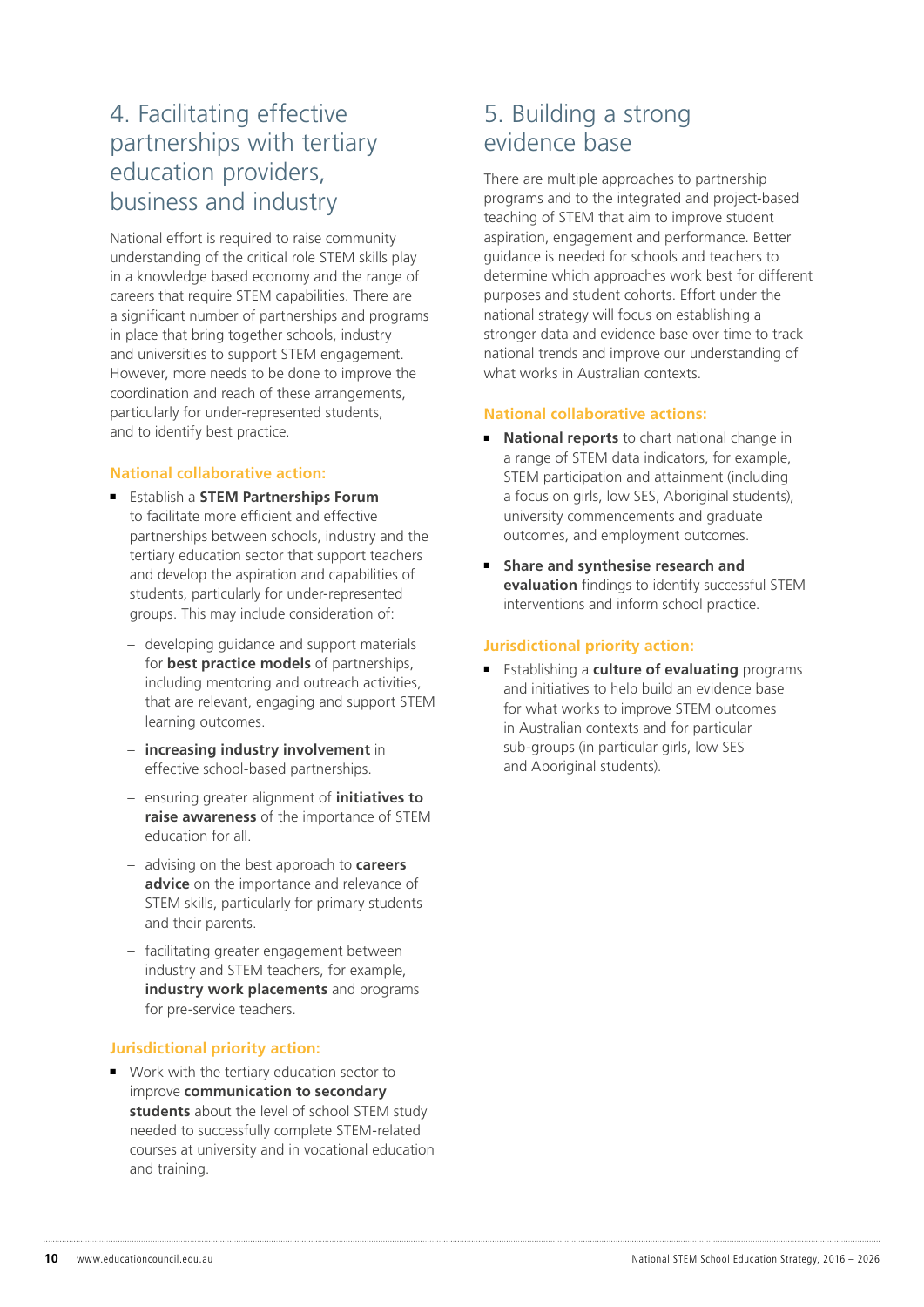## 4. Facilitating effective partnerships with tertiary education providers, business and industry

National effort is required to raise community understanding of the critical role STEM skills play in a knowledge based economy and the range of careers that require STEM capabilities. There are a significant number of partnerships and programs in place that bring together schools, industry and universities to support STEM engagement. However, more needs to be done to improve the coordination and reach of these arrangements, particularly for under-represented students, and to identify best practice.

### National collaborative action:

- Establish a **STEM Partnerships Forum** to facilitate more efficient and effective partnerships between schools, industry and the tertiary education sector that support teachers and develop the aspiration and capabilities of students, particularly for under-represented groups. This may include consideration of:
  - developing guidance and support materials for **best practice models** of partnerships, including mentoring and outreach activities, that are relevant, engaging and support STEM learning outcomes.
  - **increasing industry involvement** in effective school-based partnerships.
  - ensuring greater alignment of **initiatives to raise awareness** of the importance of STEM education for all.
  - advising on the best approach to **careers advice** on the importance and relevance of STEM skills, particularly for primary students and their parents.
  - facilitating greater engagement between industry and STEM teachers, for example, **industry work placements** and programs for pre-service teachers.

### Jurisdictional priority action:

- Work with the tertiary education sector to improve **communication to secondary students** about the level of school STEM study needed to successfully complete STEM-related courses at university and in vocational education and training.

## 5. Building a strong evidence base

There are multiple approaches to partnership programs and to the integrated and project-based teaching of STEM that aim to improve student aspiration, engagement and performance. Better guidance is needed for schools and teachers to determine which approaches work best for different purposes and student cohorts. Effort under the national strategy will focus on establishing a stronger data and evidence base over time to track national trends and improve our understanding of what works in Australian contexts.

### National collaborative actions:

- **National reports** to chart national change in a range of STEM data indicators, for example, STEM participation and attainment (including a focus on girls, low SES, Aboriginal students), university commencements and graduate outcomes, and employment outcomes.
- **Share and synthesise research and evaluation** findings to identify successful STEM interventions and inform school practice.

### Jurisdictional priority action:

- Establishing a **culture of evaluating** programs and initiatives to help build an evidence base for what works to improve STEM outcomes in Australian contexts and for particular sub-groups (in particular girls, low SES and Aboriginal students).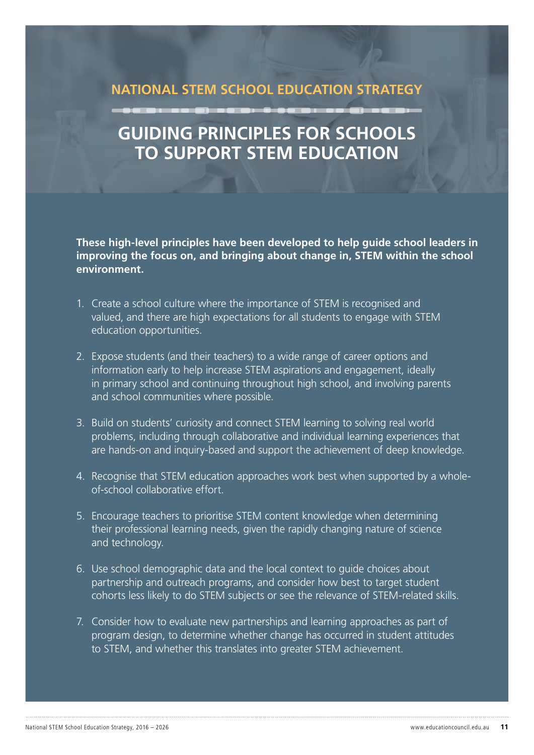NATIONAL STEM SCHOOL EDUCATION STRATEGY

# GUIDING PRINCIPLES FOR SCHOOLS TO SUPPORT STEM EDUCATION

**These high-level principles have been developed to help guide school leaders in improving the focus on, and bringing about change in, STEM within the school environment.**

1. Create a school culture where the importance of STEM is recognised and valued, and there are high expectations for all students to engage with STEM education opportunities.

2. Expose students (and their teachers) to a wide range of career options and information early to help increase STEM aspirations and engagement, ideally in primary school and continuing throughout high school, and involving parents and school communities where possible.

3. Build on students' curiosity and connect STEM learning to solving real world problems, including through collaborative and individual learning experiences that are hands-on and inquiry-based and support the achievement of deep knowledge.

4. Recognise that STEM education approaches work best when supported by a whole-of-school collaborative effort.

5. Encourage teachers to prioritise STEM content knowledge when determining their professional learning needs, given the rapidly changing nature of science and technology.

6. Use school demographic data and the local context to guide choices about partnership and outreach programs, and consider how best to target student cohorts less likely to do STEM subjects or see the relevance of STEM-related skills.

7. Consider how to evaluate new partnerships and learning approaches as part of program design, to determine whether change has occurred in student attitudes to STEM, and whether this translates into greater STEM achievement.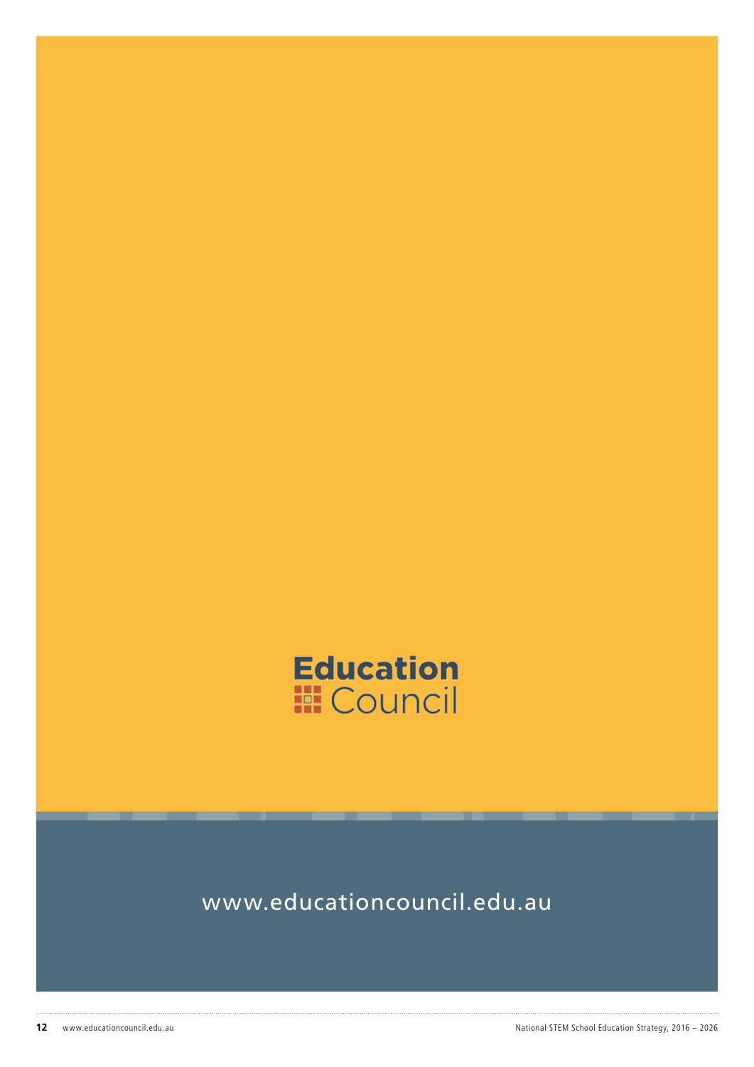Education Council

www.educationcouncil.edu.au